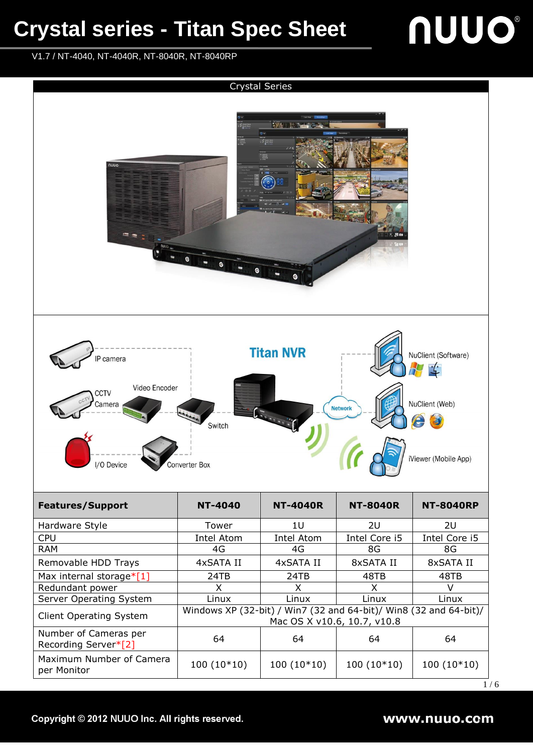# Crystal series - Titan Spec Sheet

V1.7 / NT-4040, NT-4040R, NT-8040R, NT-8040RP

## Crystal Series

| Features/Support | NT-4040 | NT-4040R | NT-8040R | NT-8040RP |
|---|---|---|---|---|
| Hardware Style | Tower | 1U | 2U | 2U |
| CPU | Intel Atom | Intel Atom | Intel Core i5 | Intel Core i5 |
| RAM | 4G | 4G | 8G | 8G |
| Removable HDD Trays | 4xSATA II | 4xSATA II | 8xSATA II | 8xSATA II |
| Max internal storage*[1] | 24TB | 24TB | 48TB | 48TB |
| Redundant power | X | X | X | V |
| Server Operating System | Linux | Linux | Linux | Linux |
| Client Operating System | Windows XP (32-bit) / Win7 (32 and 64-bit)/ Win8 (32 and 64-bit)/ Mac OS X v10.6, 10.7, v10.8 | | | |
| Number of Cameras per Recording Server*[2] | 64 | 64 | 64 | 64 |
| Maximum Number of Camera per Monitor | 100 (10*10) | 100 (10*10) | 100 (10*10) | 100 (10*10) |

Copyright © 2012 NUUO Inc. All rights reserved. www.nuuo.com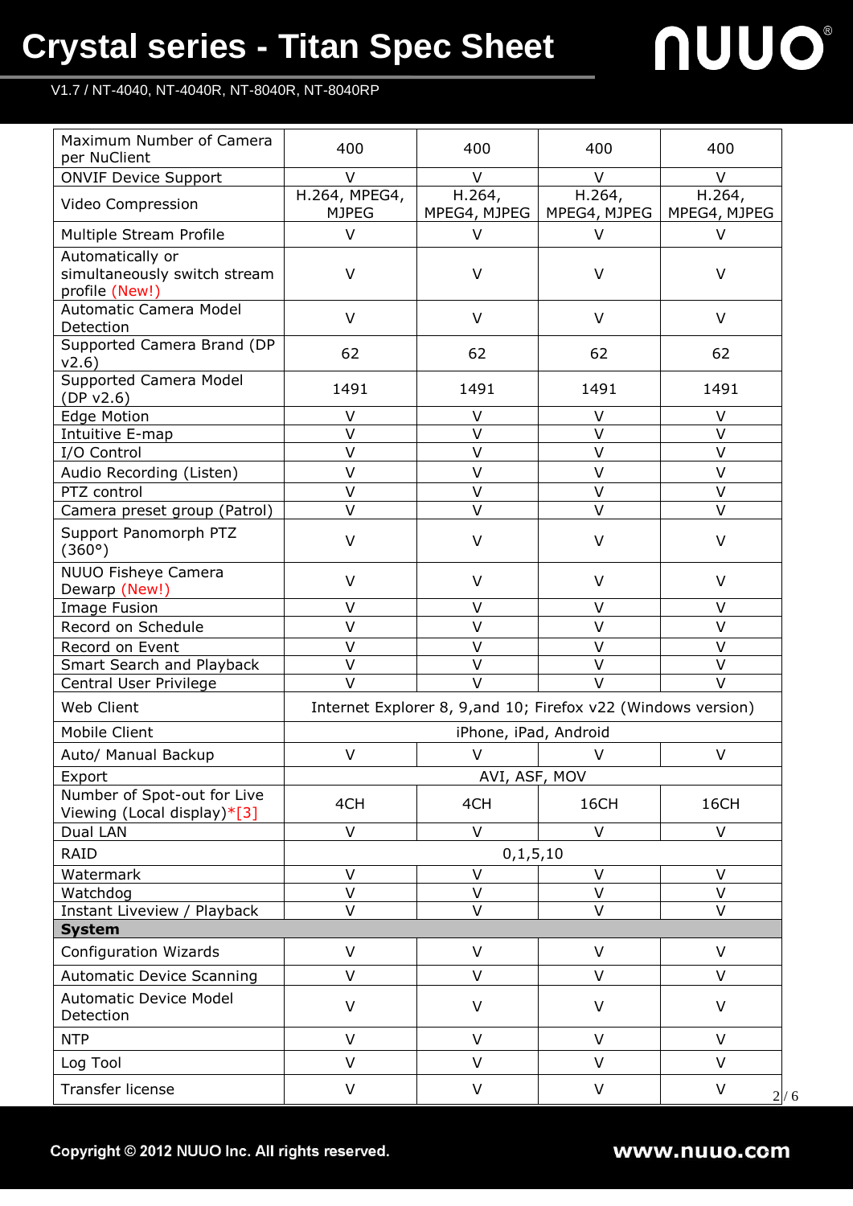# Crystal series - Titan Spec Sheet

V1.7 / NT-4040, NT-4040R, NT-8040R, NT-8040RP

| Maximum Number of Camera per NuClient | 400 | 400 | 400 | 400 |
|---|---|---|---|---|
| ONVIF Device Support | V | V | V | V |
| Video Compression | H.264, MPEG4, MJPEG | H.264, MPEG4, MJPEG | H.264, MPEG4, MJPEG | H.264, MPEG4, MJPEG |
| Multiple Stream Profile | V | V | V | V |
| Automatically or simultaneously switch stream profile (New!) | V | V | V | V |
| Automatic Camera Model Detection | V | V | V | V |
| Supported Camera Brand (DP v2.6) | 62 | 62 | 62 | 62 |
| Supported Camera Model (DP v2.6) | 1491 | 1491 | 1491 | 1491 |
| Edge Motion | V | V | V | V |
| Intuitive E-map | V | V | V | V |
| I/O Control | V | V | V | V |
| Audio Recording (Listen) | V | V | V | V |
| PTZ control | V | V | V | V |
| Camera preset group (Patrol) | V | V | V | V |
| Support Panomorph PTZ (360°) | V | V | V | V |
| NUUO Fisheye Camera Dewarp (New!) | V | V | V | V |
| Image Fusion | V | V | V | V |
| Record on Schedule | V | V | V | V |
| Record on Event | V | V | V | V |
| Smart Search and Playback | V | V | V | V |
| Central User Privilege | V | V | V | V |
| Web Client | Internet Explorer 8, 9,and 10; Firefox v22 (Windows version) | | | |
| Mobile Client | iPhone, iPad, Android | | | |
| Auto/ Manual Backup | V | V | V | V |
| Export | AVI, ASF, MOV | | | |
| Number of Spot-out for Live Viewing (Local display)*[3] | 4CH | 4CH | 16CH | 16CH |
| Dual LAN | V | V | V | V |
| RAID | 0,1,5,10 | | | |
| Watermark | V | V | V | V |
| Watchdog | V | V | V | V |
| Instant Liveview / Playback | V | V | V | V |
| **System** | | | | |
| Configuration Wizards | V | V | V | V |
| Automatic Device Scanning | V | V | V | V |
| Automatic Device Model Detection | V | V | V | V |
| NTP | V | V | V | V |
| Log Tool | V | V | V | V |
| Transfer license | V | V | V | V |

Copyright © 2012 NUUO Inc. All rights reserved. www.nuuo.com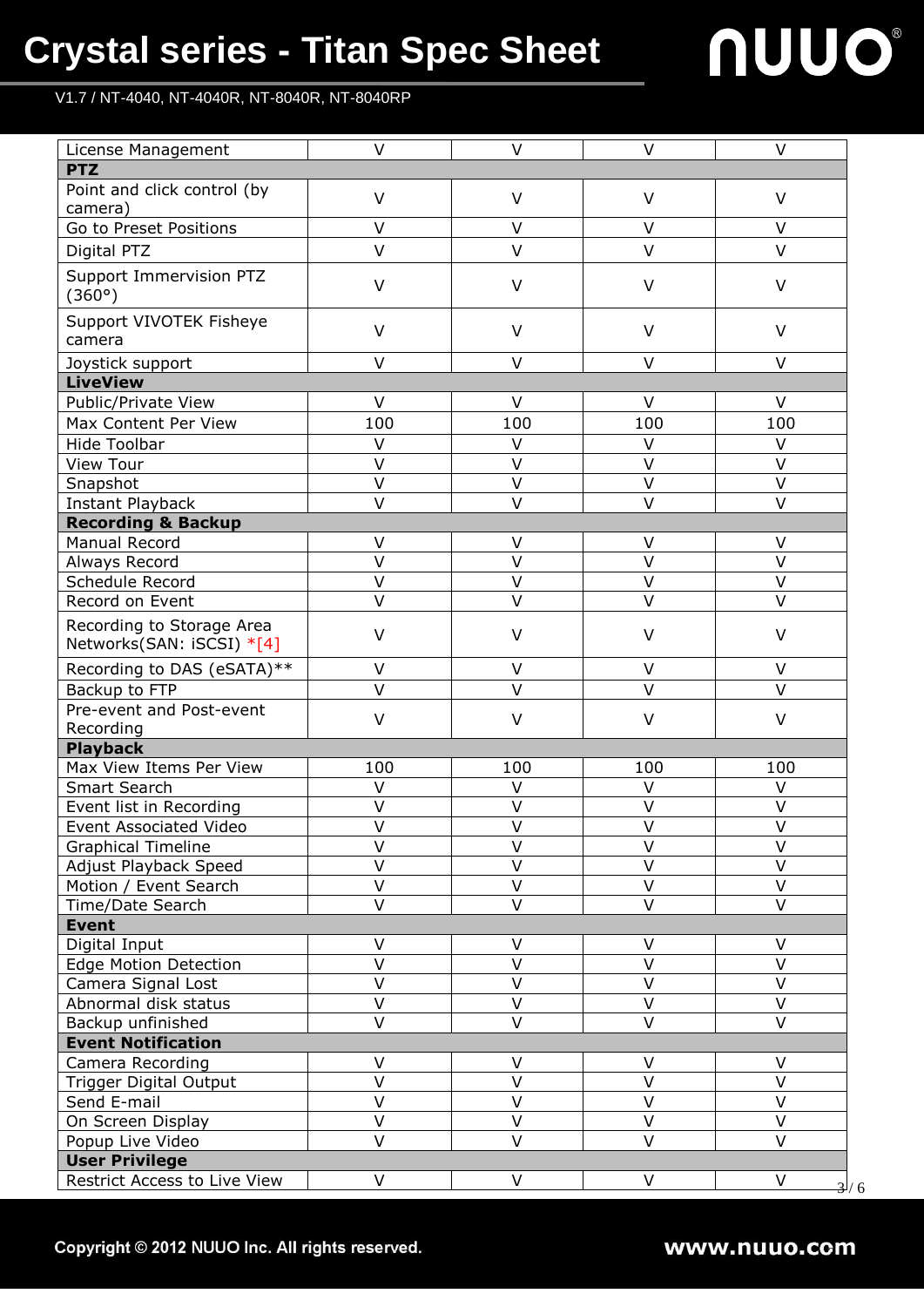| License Management | V | V | V | V |
|---|---|---|---|---|
| **PTZ** | | | | |
| Point and click control (by camera) | V | V | V | V |
| Go to Preset Positions | V | V | V | V |
| Digital PTZ | V | V | V | V |
| Support Immervision PTZ (360°) | V | V | V | V |
| Support VIVOTEK Fisheye camera | V | V | V | V |
| Joystick support | V | V | V | V |
| **LiveView** | | | | |
| Public/Private View | V | V | V | V |
| Max Content Per View | 100 | 100 | 100 | 100 |
| Hide Toolbar | V | V | V | V |
| View Tour | V | V | V | V |
| Snapshot | V | V | V | V |
| Instant Playback | V | V | V | V |
| **Recording & Backup** | | | | |
| Manual Record | V | V | V | V |
| Always Record | V | V | V | V |
| Schedule Record | V | V | V | V |
| Record on Event | V | V | V | V |
| Recording to Storage Area Networks(SAN: iSCSI) *[4] | V | V | V | V |
| Recording to DAS (eSATA)** | V | V | V | V |
| Backup to FTP | V | V | V | V |
| Pre-event and Post-event Recording | V | V | V | V |
| **Playback** | | | | |
| Max View Items Per View | 100 | 100 | 100 | 100 |
| Smart Search | V | V | V | V |
| Event list in Recording | V | V | V | V |
| Event Associated Video | V | V | V | V |
| Graphical Timeline | V | V | V | V |
| Adjust Playback Speed | V | V | V | V |
| Motion / Event Search | V | V | V | V |
| Time/Date Search | V | V | V | V |
| **Event** | | | | |
| Digital Input | V | V | V | V |
| Edge Motion Detection | V | V | V | V |
| Camera Signal Lost | V | V | V | V |
| Abnormal disk status | V | V | V | V |
| Backup unfinished | V | V | V | V |
| **Event Notification** | | | | |
| Camera Recording | V | V | V | V |
| Trigger Digital Output | V | V | V | V |
| Send E-mail | V | V | V | V |
| On Screen Display | V | V | V | V |
| Popup Live Video | V | V | V | V |
| **User Privilege** | | | | |
| Restrict Access to Live View | V | V | V | V |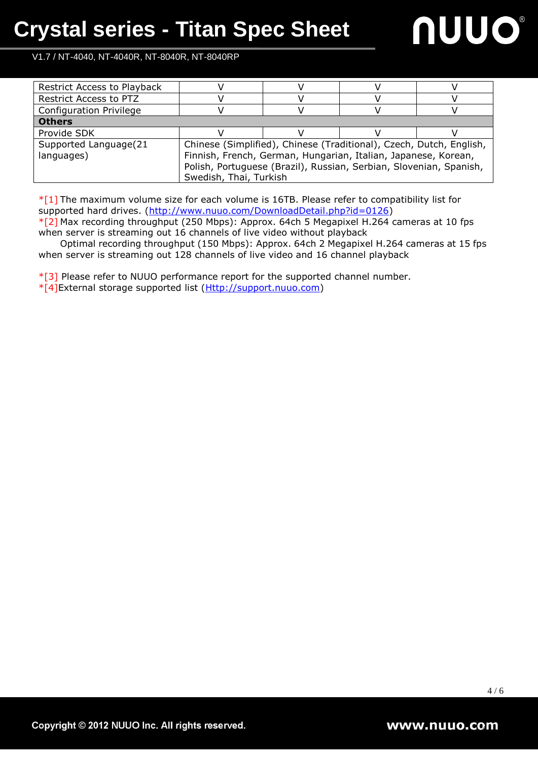| | | | | |
|---|---|---|---|---|
| Restrict Access to Playback | V | V | V | V |
| Restrict Access to PTZ | V | V | V | V |
| Configuration Privilege | V | V | V | V |
| **Others** | | | | |
| Provide SDK | V | V | V | V |
| Supported Language(21 languages) | Chinese (Simplified), Chinese (Traditional), Czech, Dutch, English, Finnish, French, German, Hungarian, Italian, Japanese, Korean, Polish, Portuguese (Brazil), Russian, Serbian, Slovenian, Spanish, Swedish, Thai, Turkish | | | |

*[1] The maximum volume size for each volume is 16TB. Please refer to compatibility list for supported hard drives. (http://www.nuuo.com/DownloadDetail.php?id=0126)

*[2] Max recording throughput (250 Mbps): Approx. 64ch 5 Megapixel H.264 cameras at 10 fps when server is streaming out 16 channels of live video without playback

Optimal recording throughput (150 Mbps): Approx. 64ch 2 Megapixel H.264 cameras at 15 fps when server is streaming out 128 channels of live video and 16 channel playback

*[3] Please refer to NUUO performance report for the supported channel number.

*[4]External storage supported list (Http://support.nuuo.com)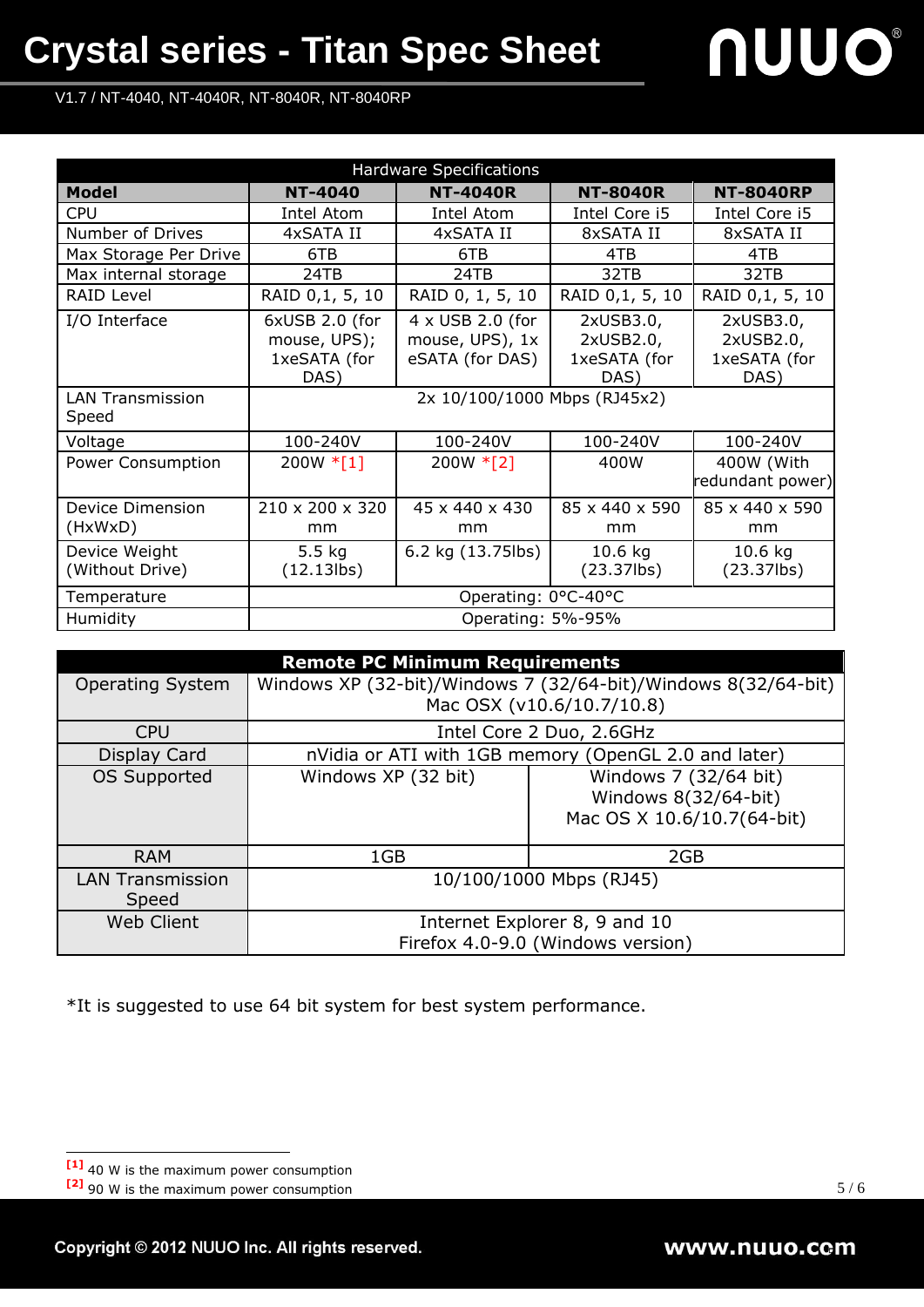# Crystal series - Titan Spec Sheet

V1.7 / NT-4040, NT-4040R, NT-8040R, NT-8040RP

| Hardware Specifications | | | | |
|---|---|---|---|---|
| **Model** | **NT-4040** | **NT-4040R** | **NT-8040R** | **NT-8040RP** |
| CPU | Intel Atom | Intel Atom | Intel Core i5 | Intel Core i5 |
| Number of Drives | 4xSATA II | 4xSATA II | 8xSATA II | 8xSATA II |
| Max Storage Per Drive | 6TB | 6TB | 4TB | 4TB |
| Max internal storage | 24TB | 24TB | 32TB | 32TB |
| RAID Level | RAID 0,1, 5, 10 | RAID 0, 1, 5, 10 | RAID 0,1, 5, 10 | RAID 0,1, 5, 10 |
| I/O Interface | 6xUSB 2.0 (for mouse, UPS); 1xeSATA (for DAS) | 4 x USB 2.0 (for mouse, UPS), 1x eSATA (for DAS) | 2xUSB3.0, 2xUSB2.0, 1xeSATA (for DAS) | 2xUSB3.0, 2xUSB2.0, 1xeSATA (for DAS) |
| LAN Transmission Speed | 2x 10/100/1000 Mbps (RJ45x2) | | | |
| Voltage | 100-240V | 100-240V | 100-240V | 100-240V |
| Power Consumption | 200W *[1] | 200W *[2] | 400W | 400W (With redundant power) |
| Device Dimension (HxWxD) | 210 x 200 x 320 mm | 45 x 440 x 430 mm | 85 x 440 x 590 mm | 85 x 440 x 590 mm |
| Device Weight (Without Drive) | 5.5 kg (12.13lbs) | 6.2 kg (13.75lbs) | 10.6 kg (23.37lbs) | 10.6 kg (23.37lbs) |
| Temperature | Operating: 0°C-40°C | | | |
| Humidity | Operating: 5%-95% | | | |

| Remote PC Minimum Requirements | | |
|---|---|---|
| Operating System | Windows XP (32-bit)/Windows 7 (32/64-bit)/Windows 8(32/64-bit) Mac OSX (v10.6/10.7/10.8) | |
| CPU | Intel Core 2 Duo, 2.6GHz | |
| Display Card | nVidia or ATI with 1GB memory (OpenGL 2.0 and later) | |
| OS Supported | Windows XP (32 bit) | Windows 7 (32/64 bit) Windows 8(32/64-bit) Mac OS X 10.6/10.7(64-bit) |
| RAM | 1GB | 2GB |
| LAN Transmission Speed | 10/100/1000 Mbps (RJ45) | |
| Web Client | Internet Explorer 8, 9 and 10 Firefox 4.0-9.0 (Windows version) | |

*It is suggested to use 64 bit system for best system performance.

[1] 40 W is the maximum power consumption

[2] 90 W is the maximum power consumption

Copyright © 2012 NUUO Inc. All rights reserved.

www.nuuo.com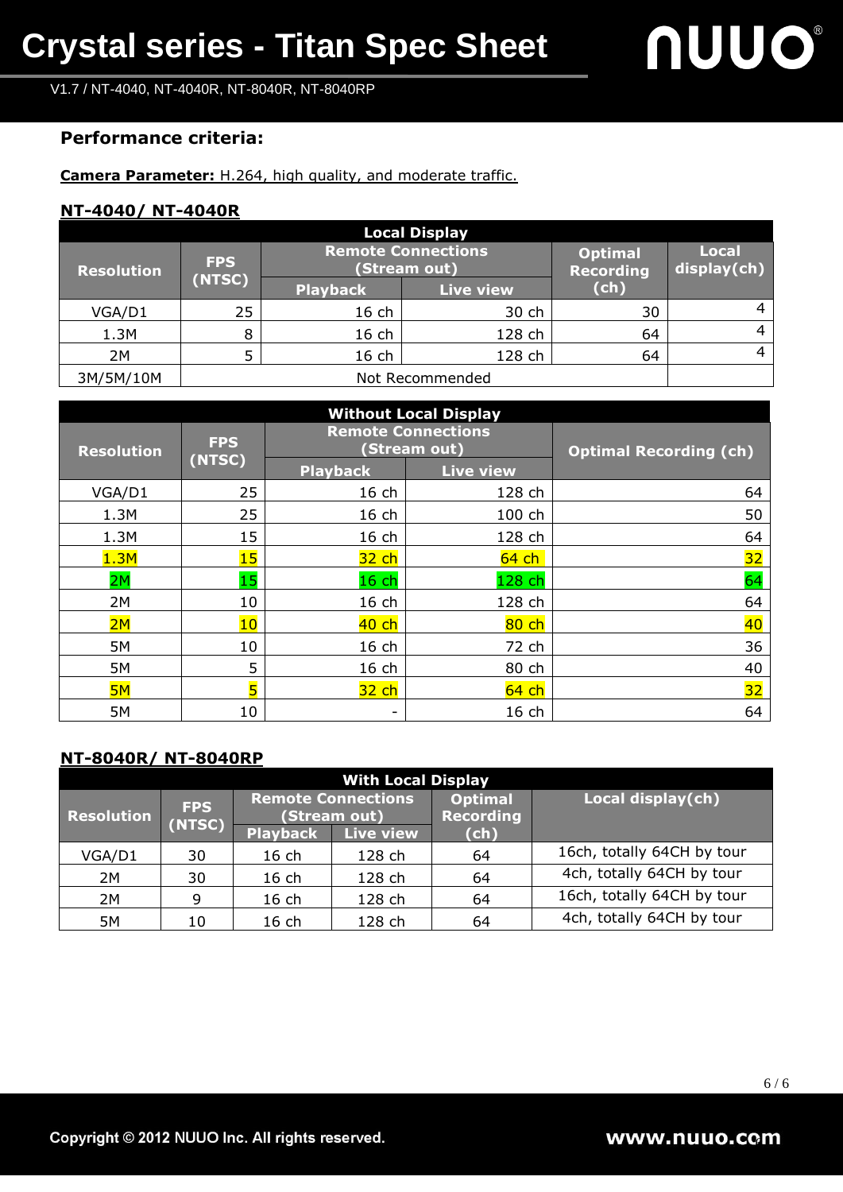# Crystal series - Titan Spec Sheet

V1.7 / NT-4040, NT-4040R, NT-8040R, NT-8040RP

### Performance criteria:

**Camera Parameter:** H.264, high quality, and moderate traffic.

**NT-4040/ NT-4040R**

| Local Display | | | | | |
|---|---|---|---|---|---|
| Resolution | FPS (NTSC) | Remote Connections (Stream out) | | Optimal Recording (ch) | Local display(ch) |
| | | Playback | Live view | | |
| VGA/D1 | 25 | 16 ch | 30 ch | 30 | 4 |
| 1.3M | 8 | 16 ch | 128 ch | 64 | 4 |
| 2M | 5 | 16 ch | 128 ch | 64 | 4 |
| 3M/5M/10M | Not Recommended | | | | |

| Without Local Display | | | | |
|---|---|---|---|---|
| Resolution | FPS (NTSC) | Remote Connections (Stream out) | | Optimal Recording (ch) |
| | | Playback | Live view | |
| VGA/D1 | 25 | 16 ch | 128 ch | 64 |
| 1.3M | 25 | 16 ch | 100 ch | 50 |
| 1.3M | 15 | 16 ch | 128 ch | 64 |
| 1.3M | 15 | 32 ch | 64 ch | 32 |
| 2M | 15 | 16 ch | 128 ch | 64 |
| 2M | 10 | 16 ch | 128 ch | 64 |
| 2M | 10 | 40 ch | 80 ch | 40 |
| 5M | 10 | 16 ch | 72 ch | 36 |
| 5M | 5 | 16 ch | 80 ch | 40 |
| 5M | 5 | 32 ch | 64 ch | 32 |
| 5M | 10 | - | 16 ch | 64 |

**NT-8040R/ NT-8040RP**

| With Local Display | | | | | |
|---|---|---|---|---|---|
| Resolution | FPS (NTSC) | Remote Connections (Stream out) | | Optimal Recording (ch) | Local display(ch) |
| | | Playback | Live view | | |
| VGA/D1 | 30 | 16 ch | 128 ch | 64 | 16ch, totally 64CH by tour |
| 2M | 30 | 16 ch | 128 ch | 64 | 4ch, totally 64CH by tour |
| 2M | 9 | 16 ch | 128 ch | 64 | 16ch, totally 64CH by tour |
| 5M | 10 | 16 ch | 128 ch | 64 | 4ch, totally 64CH by tour |